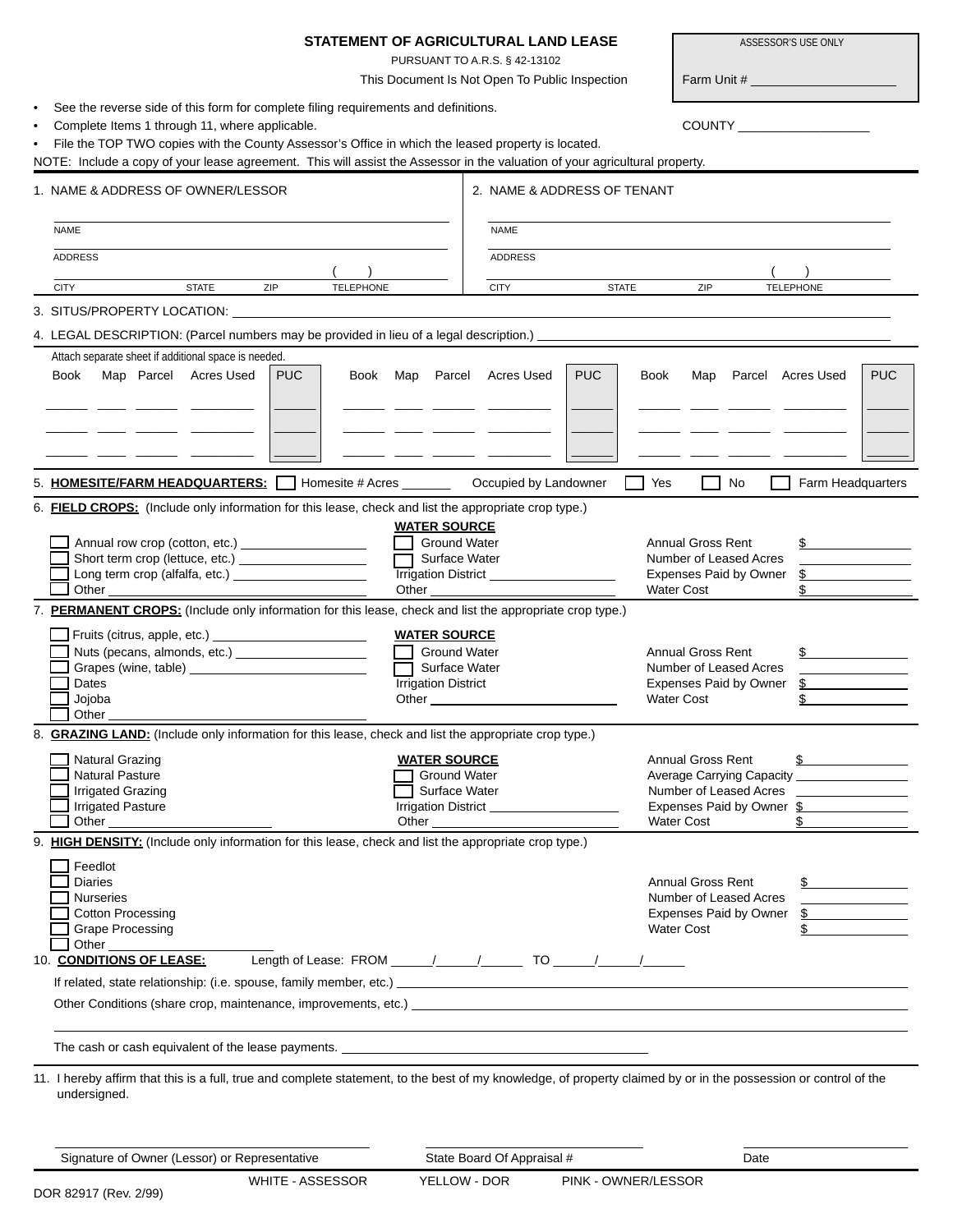# STATEMENT OF AGRICULTURAL LAND LEASE

PURSUANT TO A.R.S. § 42-13102

This Document Is Not Open To Public Inspection

ASSESSOR'S USE ONLY

Farm Unit # ____________________

- See the reverse side of this form for complete filing requirements and definitions.
- Complete Items 1 through 11, where applicable.
- File the TOP TWO copies with the County Assessor's Office in which the leased property is located.

COUNTY ____________________

NOTE: Include a copy of your lease agreement. This will assist the Assessor in the valuation of your agricultural property.

| 1. NAME & ADDRESS OF OWNER/LESSOR | 2. NAME & ADDRESS OF TENANT |
|---|---|
| NAME | NAME |
| ADDRESS | ADDRESS |
| CITY / STATE / ZIP / TELEPHONE ( ) | CITY / STATE / ZIP / TELEPHONE ( ) |

3. SITUS/PROPERTY LOCATION: ____________________

4. LEGAL DESCRIPTION: (Parcel numbers may be provided in lieu of a legal description.) ____________________

Attach separate sheet if additional space is needed.

| Book | Map | Parcel | Acres Used | PUC | Book | Map | Parcel | Acres Used | PUC | Book | Map | Parcel | Acres Used | PUC |
|---|---|---|---|---|---|---|---|---|---|---|---|---|---|---|
| | | | | | | | | | | | | | | |
| | | | | | | | | | | | | | | |
| | | | | | | | | | | | | | | |

5. **HOMESITE/FARM HEADQUARTERS:** ☐ Homesite # Acres _______ Occupied by Landowner ☐ Yes ☐ No ☐ Farm Headquarters

6. **FIELD CROPS:** (Include only information for this lease, check and list the appropriate crop type.)

| | WATER SOURCE | |
|---|---|---|
| ☐ Annual row crop (cotton, etc.) __________ | ☐ Ground Water | Annual Gross Rent $ __________ |
| ☐ Short term crop (lettuce, etc.) __________ | ☐ Surface Water | Number of Leased Acres __________ |
| ☐ Long term crop (alfalfa, etc.) __________ | Irrigation District __________ | Expenses Paid by Owner $ __________ |
| ☐ Other __________ | Other __________ | Water Cost $ __________ |

7. **PERMANENT CROPS:** (Include only information for this lease, check and list the appropriate crop type.)

| | WATER SOURCE | |
|---|---|---|
| ☐ Fruits (citrus, apple, etc.) __________ | | |
| ☐ Nuts (pecans, almonds, etc.) __________ | ☐ Ground Water | Annual Gross Rent $ __________ |
| ☐ Grapes (wine, table) __________ | ☐ Surface Water | Number of Leased Acres __________ |
| ☐ Dates | Irrigation District | Expenses Paid by Owner $ __________ |
| ☐ Jojoba | Other __________ | Water Cost $ __________ |
| ☐ Other __________ | | |

8. **GRAZING LAND:** (Include only information for this lease, check and list the appropriate crop type.)

| | WATER SOURCE | |
|---|---|---|
| ☐ Natural Grazing | | Annual Gross Rent $ __________ |
| ☐ Natural Pasture | ☐ Ground Water | Average Carrying Capacity __________ |
| ☐ Irrigated Grazing | ☐ Surface Water | Number of Leased Acres __________ |
| ☐ Irrigated Pasture | Irrigation District __________ | Expenses Paid by Owner $ __________ |
| ☐ Other __________ | Other __________ | Water Cost $ __________ |

9. **HIGH DENSITY:** (Include only information for this lease, check and list the appropriate crop type.)

| | |
|---|---|
| ☐ Feedlot | |
| ☐ Diaries | Annual Gross Rent $ __________ |
| ☐ Nurseries | Number of Leased Acres __________ |
| ☐ Cotton Processing | Expenses Paid by Owner $ __________ |
| ☐ Grape Processing | Water Cost $ __________ |
| ☐ Other __________ | |

10. **CONDITIONS OF LEASE:** Length of Lease: FROM ______/______/______ TO ______/______/______

If related, state relationship: (i.e. spouse, family member, etc.) ____________________

Other Conditions (share crop, maintenance, improvements, etc.) ____________________

____________________

The cash or cash equivalent of the lease payments. ____________________

11. I hereby affirm that this is a full, true and complete statement, to the best of my knowledge, of property claimed by or in the possession or control of the undersigned.

| Signature of Owner (Lessor) or Representative | State Board Of Appraisal # | Date |
|---|---|---|

WHITE - ASSESSOR YELLOW - DOR PINK - OWNER/LESSOR

DOR 82917 (Rev. 2/99)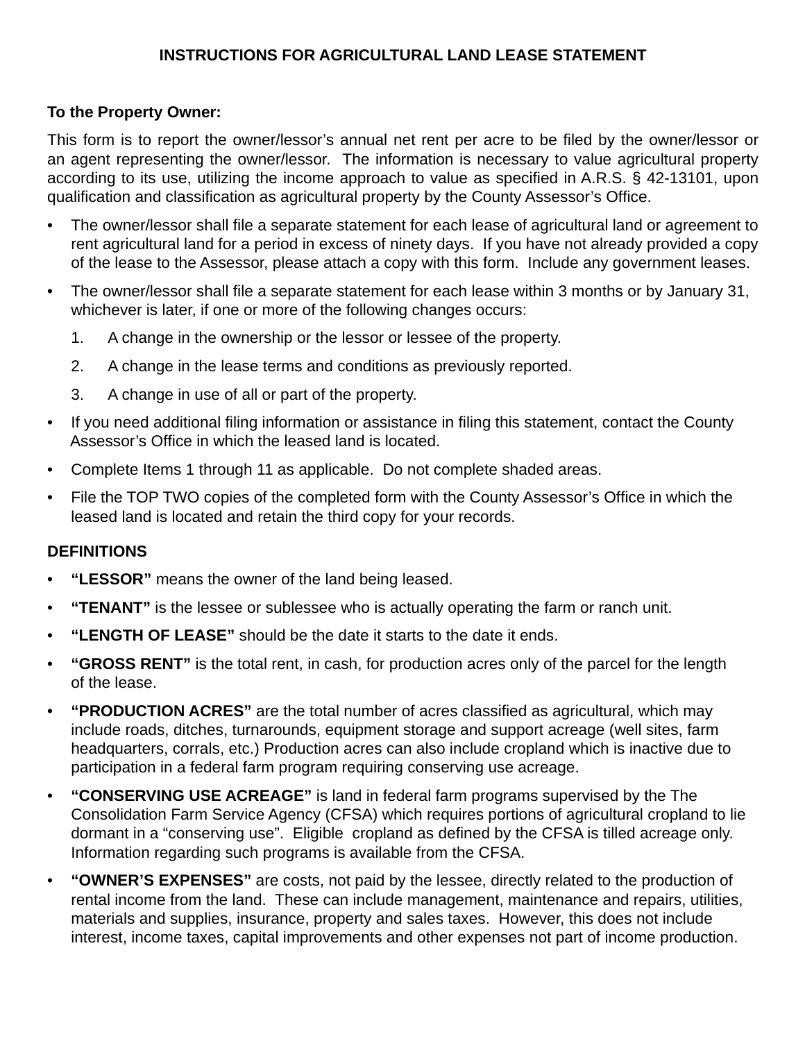## INSTRUCTIONS FOR AGRICULTURAL LAND LEASE STATEMENT

**To the Property Owner:**

This form is to report the owner/lessor's annual net rent per acre to be filed by the owner/lessor or an agent representing the owner/lessor. The information is necessary to value agricultural property according to its use, utilizing the income approach to value as specified in A.R.S. § 42-13101, upon qualification and classification as agricultural property by the County Assessor's Office.

- The owner/lessor shall file a separate statement for each lease of agricultural land or agreement to rent agricultural land for a period in excess of ninety days. If you have not already provided a copy of the lease to the Assessor, please attach a copy with this form. Include any government leases.
- The owner/lessor shall file a separate statement for each lease within 3 months or by January 31, whichever is later, if one or more of the following changes occurs:
  1. A change in the ownership or the lessor or lessee of the property.
  2. A change in the lease terms and conditions as previously reported.
  3. A change in use of all or part of the property.
- If you need additional filing information or assistance in filing this statement, contact the County Assessor's Office in which the leased land is located.
- Complete Items 1 through 11 as applicable. Do not complete shaded areas.
- File the TOP TWO copies of the completed form with the County Assessor's Office in which the leased land is located and retain the third copy for your records.

**DEFINITIONS**

- **"LESSOR"** means the owner of the land being leased.
- **"TENANT"** is the lessee or sublessee who is actually operating the farm or ranch unit.
- **"LENGTH OF LEASE"** should be the date it starts to the date it ends.
- **"GROSS RENT"** is the total rent, in cash, for production acres only of the parcel for the length of the lease.
- **"PRODUCTION ACRES"** are the total number of acres classified as agricultural, which may include roads, ditches, turnarounds, equipment storage and support acreage (well sites, farm headquarters, corrals, etc.) Production acres can also include cropland which is inactive due to participation in a federal farm program requiring conserving use acreage.
- **"CONSERVING USE ACREAGE"** is land in federal farm programs supervised by the The Consolidation Farm Service Agency (CFSA) which requires portions of agricultural cropland to lie dormant in a "conserving use". Eligible cropland as defined by the CFSA is tilled acreage only. Information regarding such programs is available from the CFSA.
- **"OWNER'S EXPENSES"** are costs, not paid by the lessee, directly related to the production of rental income from the land. These can include management, maintenance and repairs, utilities, materials and supplies, insurance, property and sales taxes. However, this does not include interest, income taxes, capital improvements and other expenses not part of income production.